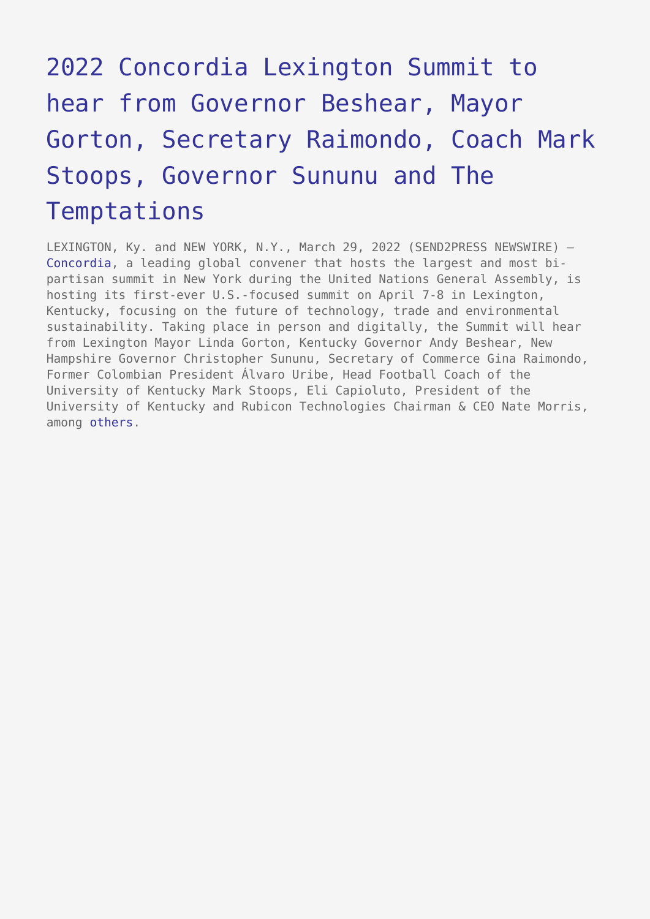# 2022 Concordia Lexington Summit to hear from Governor Beshear, Mayor Gorton, Secretary Raimondo, Coach Mark Stoops, Governor Sununu and The Temptations

LEXINGTON, Ky. and NEW YORK, N.Y., March 29, 2022 (SEND2PRESS NEWSWIRE) — Concordia, a leading global convener that hosts the largest and most bi-partisan summit in New York during the United Nations General Assembly, is hosting its first-ever U.S.-focused summit on April 7-8 in Lexington, Kentucky, focusing on the future of technology, trade and environmental sustainability. Taking place in person and digitally, the Summit will hear from Lexington Mayor Linda Gorton, Kentucky Governor Andy Beshear, New Hampshire Governor Christopher Sununu, Secretary of Commerce Gina Raimondo, Former Colombian President Álvaro Uribe, Head Football Coach of the University of Kentucky Mark Stoops, Eli Capioluto, President of the University of Kentucky and Rubicon Technologies Chairman & CEO Nate Morris, among others.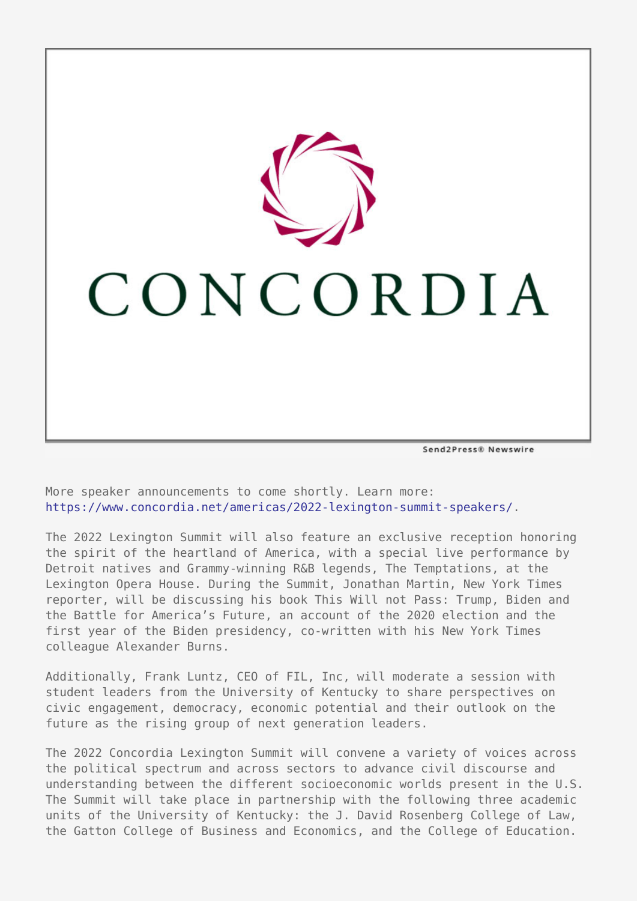More speaker announcements to come shortly. Learn more: https://www.concordia.net/americas/2022-lexington-summit-speakers/.

The 2022 Lexington Summit will also feature an exclusive reception honoring the spirit of the heartland of America, with a special live performance by Detroit natives and Grammy-winning R&B legends, The Temptations, at the Lexington Opera House. During the Summit, Jonathan Martin, New York Times reporter, will be discussing his book This Will not Pass: Trump, Biden and the Battle for America's Future, an account of the 2020 election and the first year of the Biden presidency, co-written with his New York Times colleague Alexander Burns.

Additionally, Frank Luntz, CEO of FIL, Inc, will moderate a session with student leaders from the University of Kentucky to share perspectives on civic engagement, democracy, economic potential and their outlook on the future as the rising group of next generation leaders.

The 2022 Concordia Lexington Summit will convene a variety of voices across the political spectrum and across sectors to advance civil discourse and understanding between the different socioeconomic worlds present in the U.S. The Summit will take place in partnership with the following three academic units of the University of Kentucky: the J. David Rosenberg College of Law, the Gatton College of Business and Economics, and the College of Education.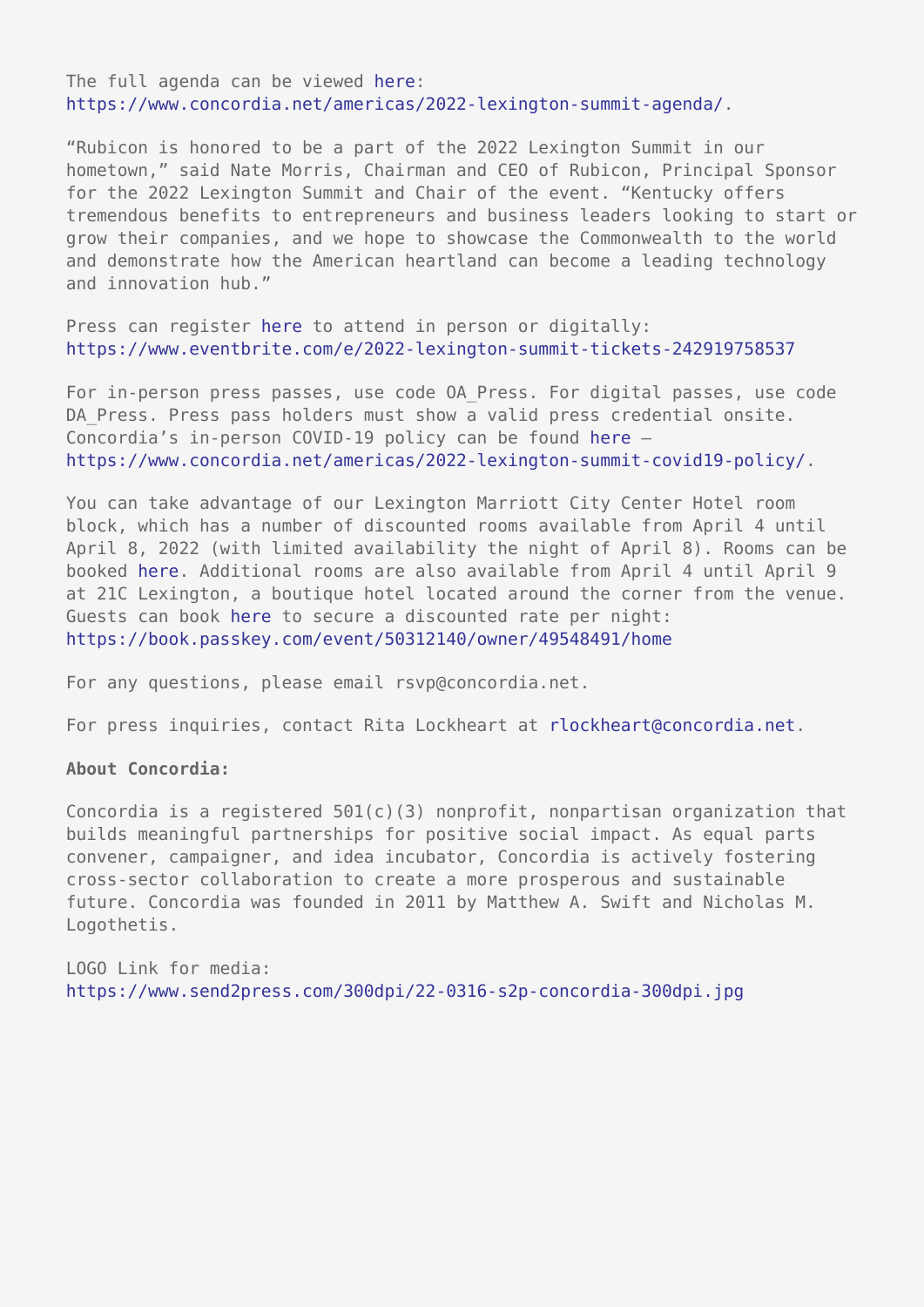The full agenda can be viewed here: https://www.concordia.net/americas/2022-lexington-summit-agenda/.

“Rubicon is honored to be a part of the 2022 Lexington Summit in our hometown,” said Nate Morris, Chairman and CEO of Rubicon, Principal Sponsor for the 2022 Lexington Summit and Chair of the event. “Kentucky offers tremendous benefits to entrepreneurs and business leaders looking to start or grow their companies, and we hope to showcase the Commonwealth to the world and demonstrate how the American heartland can become a leading technology and innovation hub.”

Press can register here to attend in person or digitally: https://www.eventbrite.com/e/2022-lexington-summit-tickets-242919758537

For in-person press passes, use code OA_Press. For digital passes, use code DA_Press. Press pass holders must show a valid press credential onsite. Concordia’s in-person COVID-19 policy can be found here – https://www.concordia.net/americas/2022-lexington-summit-covid19-policy/.

You can take advantage of our Lexington Marriott City Center Hotel room block, which has a number of discounted rooms available from April 4 until April 8, 2022 (with limited availability the night of April 8). Rooms can be booked here. Additional rooms are also available from April 4 until April 9 at 21C Lexington, a boutique hotel located around the corner from the venue. Guests can book here to secure a discounted rate per night: https://book.passkey.com/event/50312140/owner/49548491/home

For any questions, please email rsvp@concordia.net.

For press inquiries, contact Rita Lockheart at rlockheart@concordia.net.

**About Concordia:**

Concordia is a registered 501(c)(3) nonprofit, nonpartisan organization that builds meaningful partnerships for positive social impact. As equal parts convener, campaigner, and idea incubator, Concordia is actively fostering cross-sector collaboration to create a more prosperous and sustainable future. Concordia was founded in 2011 by Matthew A. Swift and Nicholas M. Logothetis.

LOGO Link for media: https://www.send2press.com/300dpi/22-0316-s2p-concordia-300dpi.jpg